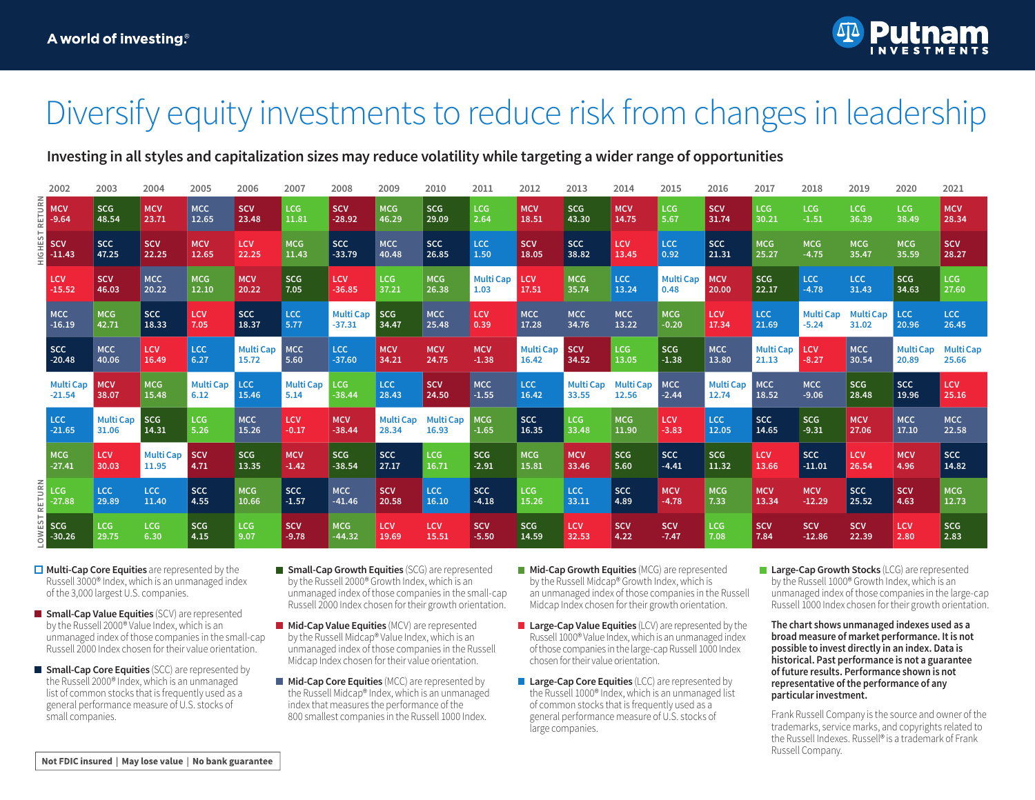A world of investing.®

# Diversify equity investments to reduce risk from changes in leadership

## Investing in all styles and capitalization sizes may reduce volatility while targeting a wider range of opportunities

| | 2002 | 2003 | 2004 | 2005 | 2006 | 2007 | 2008 | 2009 | 2010 | 2011 | 2012 | 2013 | 2014 | 2015 | 2016 | 2017 | 2018 | 2019 | 2020 | 2021 |
|---|---|---|---|---|---|---|---|---|---|---|---|---|---|---|---|---|---|---|---|---|
| HIGHEST RETURN | MCV -9.64 | SCG 48.54 | MCV 23.71 | MCC 12.65 | SCV 23.48 | LCG 11.81 | SCV -28.92 | MCG 46.29 | SCG 29.09 | LCG 2.64 | MCV 18.51 | SCG 43.30 | MCV 14.75 | LCG 5.67 | SCV 31.74 | LCG 30.21 | LCG -1.51 | LCG 36.39 | LCG 38.49 | MCV 28.34 |
| | SCV -11.43 | SCC 47.25 | SCV 22.25 | MCV 12.65 | LCV 22.25 | MCG 11.43 | SCC -33.79 | MCC 40.48 | SCC 26.85 | LCC 1.50 | SCV 18.05 | SCC 38.82 | LCV 13.45 | LCC 0.92 | SCC 21.31 | MCG 25.27 | MCG -4.75 | MCG 35.47 | MCG 35.59 | SCV 28.27 |
| | LCV -15.52 | SCV 46.03 | MCC 20.22 | MCG 12.10 | MCV 20.22 | SCG 7.05 | LCV -36.85 | LCG 37.21 | MCG 26.38 | Multi Cap 1.03 | LCV 17.51 | MCG 35.74 | LCC 13.24 | Multi Cap 0.48 | MCV 20.00 | SCG 22.17 | LCC -4.78 | LCC 31.43 | SCG 34.63 | LCG 27.60 |
| | MCC -16.19 | MCG 42.71 | SCC 18.33 | LCV 7.05 | SCC 18.37 | LCC 5.77 | Multi Cap -37.31 | SCG 34.47 | MCC 25.48 | LCV 0.39 | MCC 17.28 | MCC 34.76 | MCC 13.22 | MCG -0.20 | LCV 17.34 | LCC 21.69 | Multi Cap -5.24 | Multi Cap 31.02 | LCC 20.96 | LCC 26.45 |
| | SCC -20.48 | MCC 40.06 | LCV 16.49 | LCC 6.27 | Multi Cap 15.72 | MCC 5.60 | LCC -37.60 | MCV 34.21 | MCV 24.75 | MCV -1.38 | Multi Cap 16.42 | SCV 34.52 | LCG 13.05 | SCG -1.38 | MCC 13.80 | Multi Cap 21.13 | LCV -8.27 | MCC 30.54 | Multi Cap 20.89 | Multi Cap 25.66 |
| | Multi Cap -21.54 | MCV 38.07 | MCG 15.48 | Multi Cap 6.12 | LCC 15.46 | Multi Cap 5.14 | LCG -38.44 | LCC 28.43 | SCV 24.50 | MCC -1.55 | LCC 16.42 | Multi Cap 33.55 | Multi Cap 12.56 | MCC -2.44 | Multi Cap 12.74 | MCC 18.52 | MCC -9.06 | SCG 28.48 | SCC 19.96 | LCV 25.16 |
| | LCC -21.65 | Multi Cap 31.06 | SCG 14.31 | LCG 5.26 | MCC 15.26 | LCV -0.17 | MCV -38.44 | Multi Cap 28.34 | Multi Cap 16.93 | MCG -1.65 | SCC 16.35 | LCG 33.48 | MCG 11.90 | LCV -3.83 | LCC 12.05 | SCC 14.65 | SCG -9.31 | MCV 27.06 | MCC 17.10 | MCC 22.58 |
| | MCG -27.41 | LCV 30.03 | Multi Cap 11.95 | SCV 4.71 | SCG 13.35 | MCV -1.42 | SCG -38.54 | SCC 27.17 | LCG 16.71 | SCG -2.91 | MCG 15.81 | MCV 33.46 | SCG 5.60 | SCC -4.41 | SCG 11.32 | LCV 13.66 | SCC -11.01 | LCV 26.54 | MCV 4.96 | SCC 14.82 |
| | LCG -27.88 | LCC 29.89 | LCC 11.40 | SCC 4.55 | MCG 10.66 | SCC -1.57 | MCC -41.46 | SCV 20.58 | LCC 16.10 | SCC -4.18 | LCG 15.26 | LCC 33.11 | SCC 4.89 | MCV -4.78 | MCG 7.33 | MCV 13.34 | MCV -12.29 | SCC 25.52 | SCV 4.63 | MCG 12.73 |
| LOWEST RETURN | SCG -30.26 | LCG 29.75 | LCG 6.30 | SCG 4.15 | LCG 9.07 | SCV -9.78 | MCG -44.32 | LCV 19.69 | LCV 15.51 | SCV -5.50 | SCG 14.59 | LCV 32.53 | SCV 4.22 | SCV -7.47 | LCG 7.08 | SCV 7.84 | SCV -12.86 | SCV 22.39 | LCV 2.80 | SCG 2.83 |

**Multi-Cap Core Equities** are represented by the Russell 3000® Index, which is an unmanaged index of the 3,000 largest U.S. companies.

**Small-Cap Value Equities** (SCV) are represented by the Russell 2000® Value Index, which is an unmanaged index of those companies in the small-cap Russell 2000 Index chosen for their value orientation.

**Small-Cap Core Equities** (SCC) are represented by the Russell 2000® Index, which is an unmanaged list of common stocks that is frequently used as a general performance measure of U.S. stocks of small companies.

**Small-Cap Growth Equities** (SCG) are represented by the Russell 2000® Growth Index, which is an unmanaged index of those companies in the small-cap Russell 2000 Index chosen for their growth orientation.

**Mid-Cap Value Equities** (MCV) are represented by the Russell Midcap® Value Index, which is an unmanaged index of those companies in the Russell Midcap Index chosen for their value orientation.

**Mid-Cap Core Equities** (MCC) are represented by the Russell Midcap® Index, which is an unmanaged index that measures the performance of the 800 smallest companies in the Russell 1000 Index.

**Mid-Cap Growth Equities** (MCG) are represented by the Russell Midcap® Growth Index, which is an unmanaged index of those companies in the Russell Midcap Index chosen for their growth orientation.

**Large-Cap Value Equities** (LCV) are represented by the Russell 1000® Value Index, which is an unmanaged index of those companies in the large-cap Russell 1000 Index chosen for their value orientation.

**Large-Cap Core Equities** (LCC) are represented by the Russell 1000® Index, which is an unmanaged list of common stocks that is frequently used as a general performance measure of U.S. stocks of large companies.

**Large-Cap Growth Stocks** (LCG) are represented by the Russell 1000® Growth Index, which is an unmanaged index of those companies in the large-cap Russell 1000 Index chosen for their growth orientation.

**The chart shows unmanaged indexes used as a broad measure of market performance. It is not possible to invest directly in an index. Data is historical. Past performance is not a guarantee of future results. Performance shown is not representative of the performance of any particular investment.**

Frank Russell Company is the source and owner of the trademarks, service marks, and copyrights related to the Russell Indexes. Russell® is a trademark of Frank Russell Company.

**Not FDIC insured | May lose value | No bank guarantee**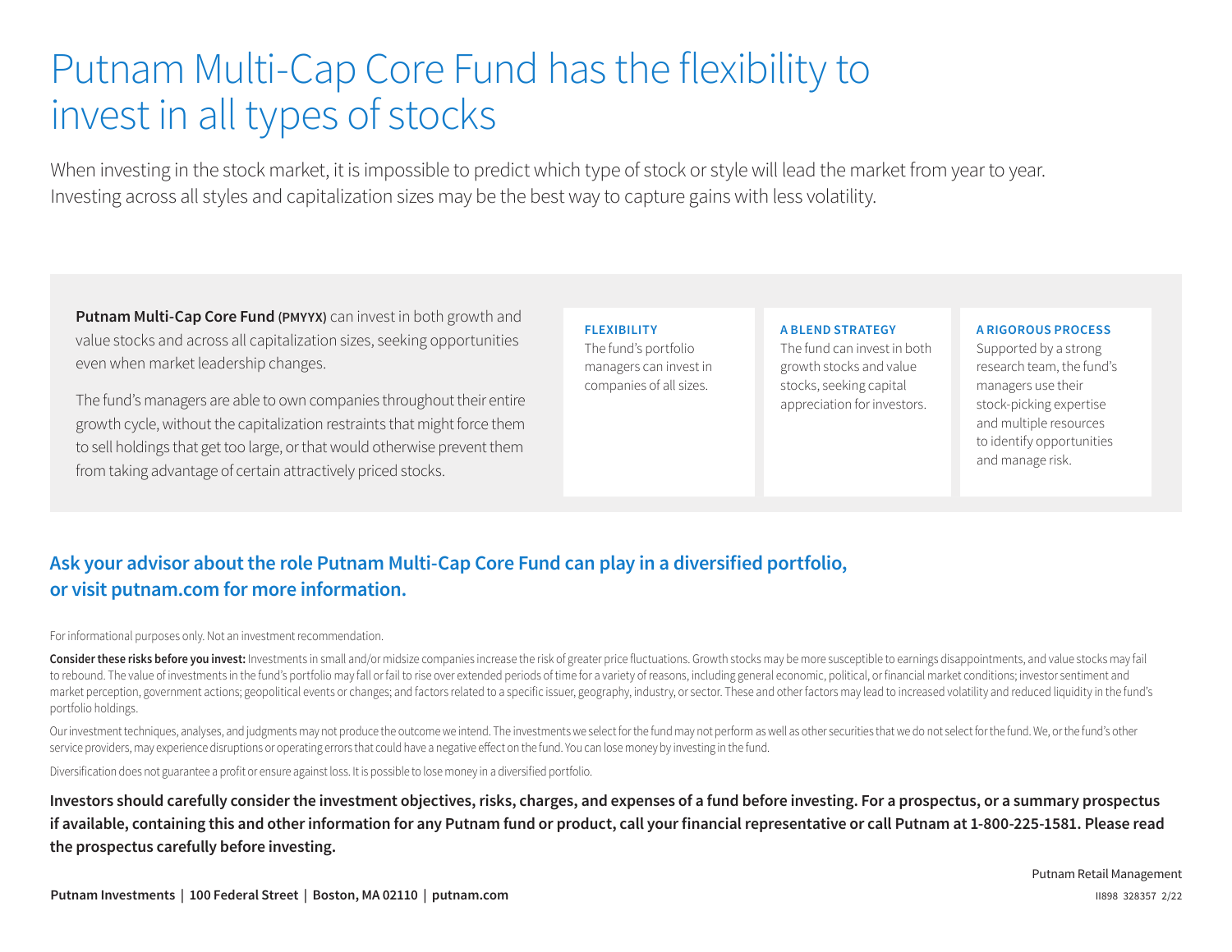# Putnam Multi-Cap Core Fund has the flexibility to invest in all types of stocks

When investing in the stock market, it is impossible to predict which type of stock or style will lead the market from year to year. Investing across all styles and capitalization sizes may be the best way to capture gains with less volatility.

**Putnam Multi-Cap Core Fund (PMYYX)** can invest in both growth and value stocks and across all capitalization sizes, seeking opportunities even when market leadership changes.

The fund's managers are able to own companies throughout their entire growth cycle, without the capitalization restraints that might force them to sell holdings that get too large, or that would otherwise prevent them from taking advantage of certain attractively priced stocks.

**FLEXIBILITY**
The fund's portfolio managers can invest in companies of all sizes.

**A BLEND STRATEGY**
The fund can invest in both growth stocks and value stocks, seeking capital appreciation for investors.

**A RIGOROUS PROCESS**
Supported by a strong research team, the fund's managers use their stock-picking expertise and multiple resources to identify opportunities and manage risk.

## Ask your advisor about the role Putnam Multi-Cap Core Fund can play in a diversified portfolio, or visit putnam.com for more information.

For informational purposes only. Not an investment recommendation.

**Consider these risks before you invest:** Investments in small and/or midsize companies increase the risk of greater price fluctuations. Growth stocks may be more susceptible to earnings disappointments, and value stocks may fail to rebound. The value of investments in the fund's portfolio may fall or fail to rise over extended periods of time for a variety of reasons, including general economic, political, or financial market conditions; investor sentiment and market perception, government actions; geopolitical events or changes; and factors related to a specific issuer, geography, industry, or sector. These and other factors may lead to increased volatility and reduced liquidity in the fund's portfolio holdings.

Our investment techniques, analyses, and judgments may not produce the outcome we intend. The investments we select for the fund may not perform as well as other securities that we do not select for the fund. We, or the fund's other service providers, may experience disruptions or operating errors that could have a negative effect on the fund. You can lose money by investing in the fund.

Diversification does not guarantee a profit or ensure against loss. It is possible to lose money in a diversified portfolio.

**Investors should carefully consider the investment objectives, risks, charges, and expenses of a fund before investing. For a prospectus, or a summary prospectus if available, containing this and other information for any Putnam fund or product, call your financial representative or call Putnam at 1-800-225-1581. Please read the prospectus carefully before investing.**

Putnam Retail Management

**Putnam Investments | 100 Federal Street | Boston, MA 02110 | putnam.com**

II898 328357 2/22